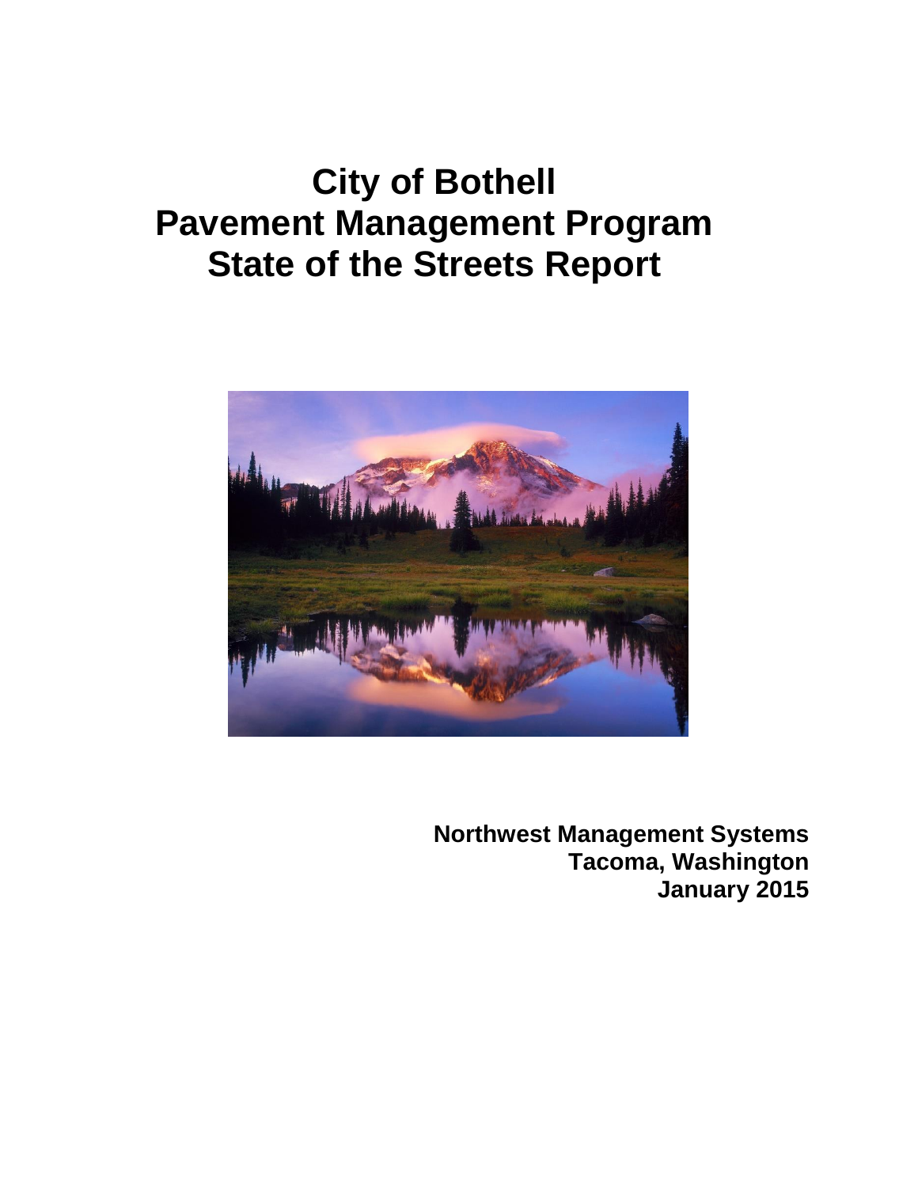# City of Bothell
# Pavement Management Program
# State of the Streets Report

**Northwest Management Systems**
**Tacoma, Washington**
**January 2015**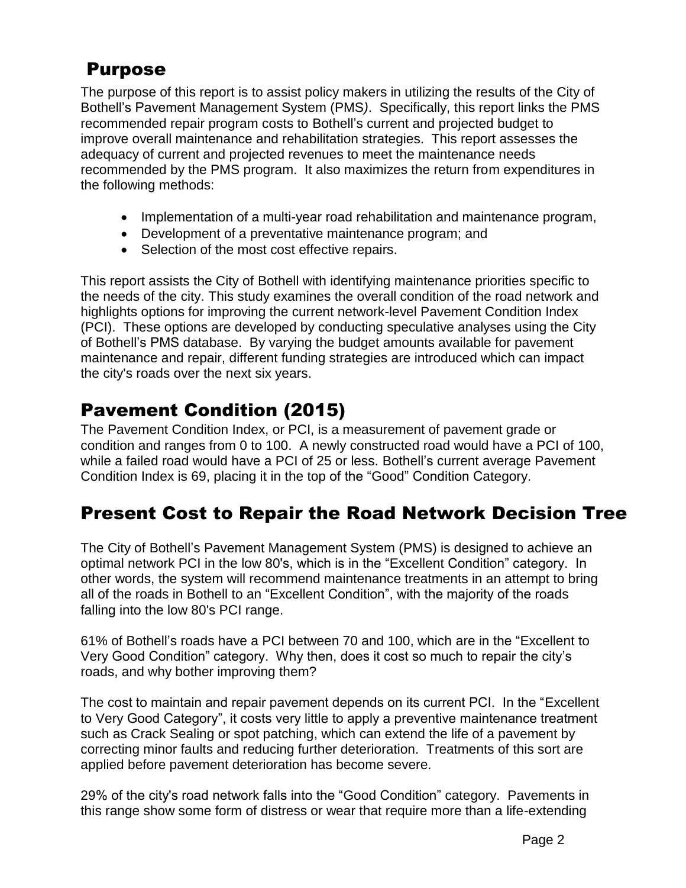## Purpose

The purpose of this report is to assist policy makers in utilizing the results of the City of Bothell's Pavement Management System (PMS*)*. Specifically, this report links the PMS recommended repair program costs to Bothell's current and projected budget to improve overall maintenance and rehabilitation strategies. This report assesses the adequacy of current and projected revenues to meet the maintenance needs recommended by the PMS program. It also maximizes the return from expenditures in the following methods:

- Implementation of a multi-year road rehabilitation and maintenance program,
- Development of a preventative maintenance program; and
- Selection of the most cost effective repairs.

This report assists the City of Bothell with identifying maintenance priorities specific to the needs of the city. This study examines the overall condition of the road network and highlights options for improving the current network-level Pavement Condition Index (PCI). These options are developed by conducting speculative analyses using the City of Bothell's PMS database. By varying the budget amounts available for pavement maintenance and repair, different funding strategies are introduced which can impact the city's roads over the next six years.

## Pavement Condition (2015)

The Pavement Condition Index, or PCI, is a measurement of pavement grade or condition and ranges from 0 to 100. A newly constructed road would have a PCI of 100, while a failed road would have a PCI of 25 or less. Bothell's current average Pavement Condition Index is 69, placing it in the top of the "Good" Condition Category.

## Present Cost to Repair the Road Network Decision Tree

The City of Bothell's Pavement Management System (PMS) is designed to achieve an optimal network PCI in the low 80's, which is in the "Excellent Condition" category. In other words, the system will recommend maintenance treatments in an attempt to bring all of the roads in Bothell to an "Excellent Condition", with the majority of the roads falling into the low 80's PCI range.

61% of Bothell's roads have a PCI between 70 and 100, which are in the "Excellent to Very Good Condition" category. Why then, does it cost so much to repair the city's roads, and why bother improving them?

The cost to maintain and repair pavement depends on its current PCI. In the "Excellent to Very Good Category", it costs very little to apply a preventive maintenance treatment such as Crack Sealing or spot patching, which can extend the life of a pavement by correcting minor faults and reducing further deterioration. Treatments of this sort are applied before pavement deterioration has become severe.

29% of the city's road network falls into the "Good Condition" category. Pavements in this range show some form of distress or wear that require more than a life-extending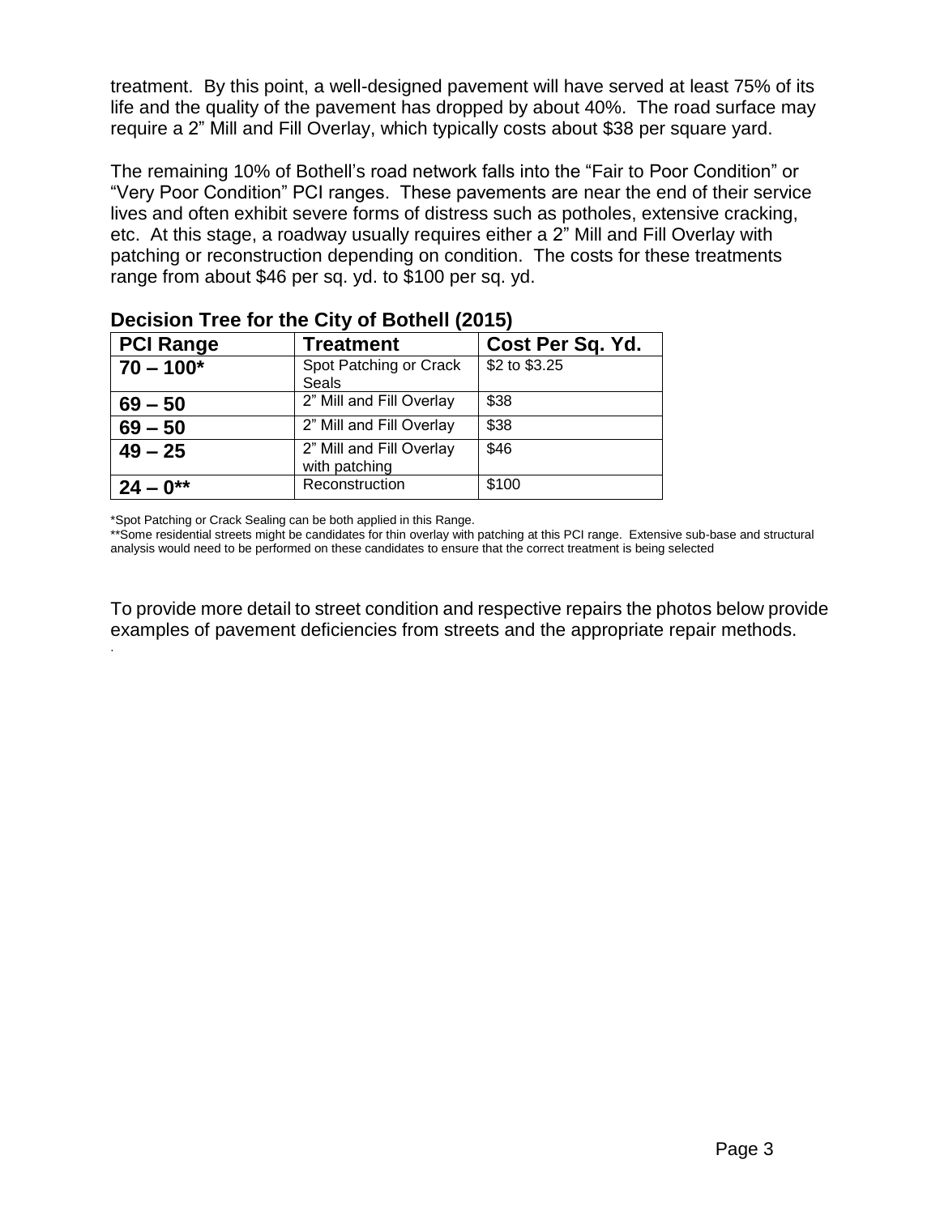treatment. By this point, a well-designed pavement will have served at least 75% of its life and the quality of the pavement has dropped by about 40%. The road surface may require a 2" Mill and Fill Overlay, which typically costs about $38 per square yard.

The remaining 10% of Bothell's road network falls into the "Fair to Poor Condition" or "Very Poor Condition" PCI ranges. These pavements are near the end of their service lives and often exhibit severe forms of distress such as potholes, extensive cracking, etc. At this stage, a roadway usually requires either a 2" Mill and Fill Overlay with patching or reconstruction depending on condition. The costs for these treatments range from about $46 per sq. yd. to $100 per sq. yd.

### Decision Tree for the City of Bothell (2015)

| PCI Range | Treatment | Cost Per Sq. Yd. |
|---|---|---|
| **70 – 100*** | Spot Patching or Crack Seals | $2 to $3.25 |
| **69 – 50** | 2" Mill and Fill Overlay | $38 |
| **69 – 50** | 2" Mill and Fill Overlay | $38 |
| **49 – 25** | 2" Mill and Fill Overlay with patching | $46 |
| **24 – 0**** | Reconstruction | $100 |

*Spot Patching or Crack Sealing can be both applied in this Range.

**Some residential streets might be candidates for thin overlay with patching at this PCI range. Extensive sub-base and structural analysis would need to be performed on these candidates to ensure that the correct treatment is being selected

To provide more detail to street condition and respective repairs the photos below provide examples of pavement deficiencies from streets and the appropriate repair methods.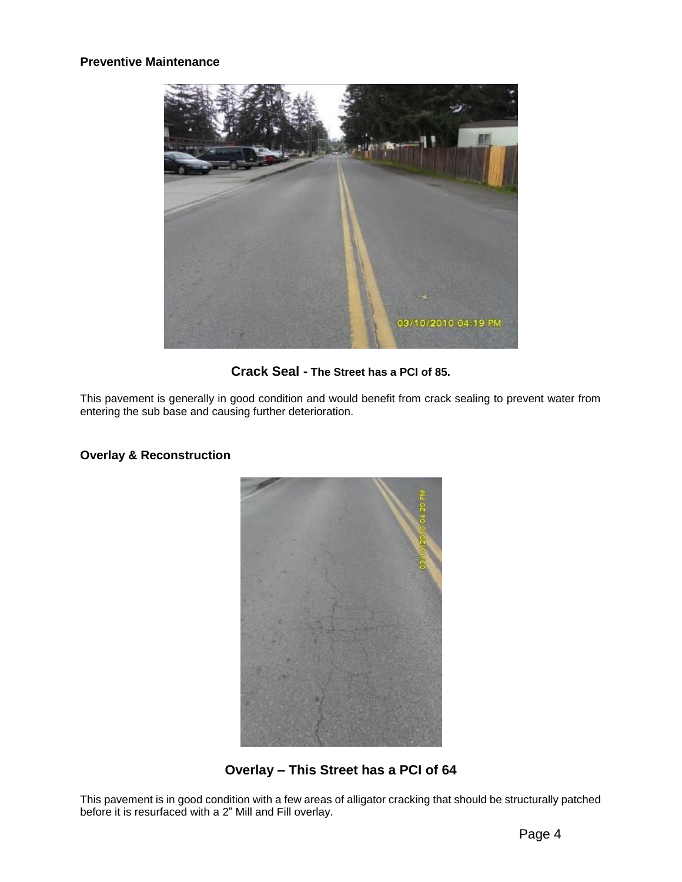### Preventive Maintenance

**Crack Seal - The Street has a PCI of 85.**

This pavement is generally in good condition and would benefit from crack sealing to prevent water from entering the sub base and causing further deterioration.

### Overlay & Reconstruction

**Overlay – This Street has a PCI of 64**

This pavement is in good condition with a few areas of alligator cracking that should be structurally patched before it is resurfaced with a 2" Mill and Fill overlay.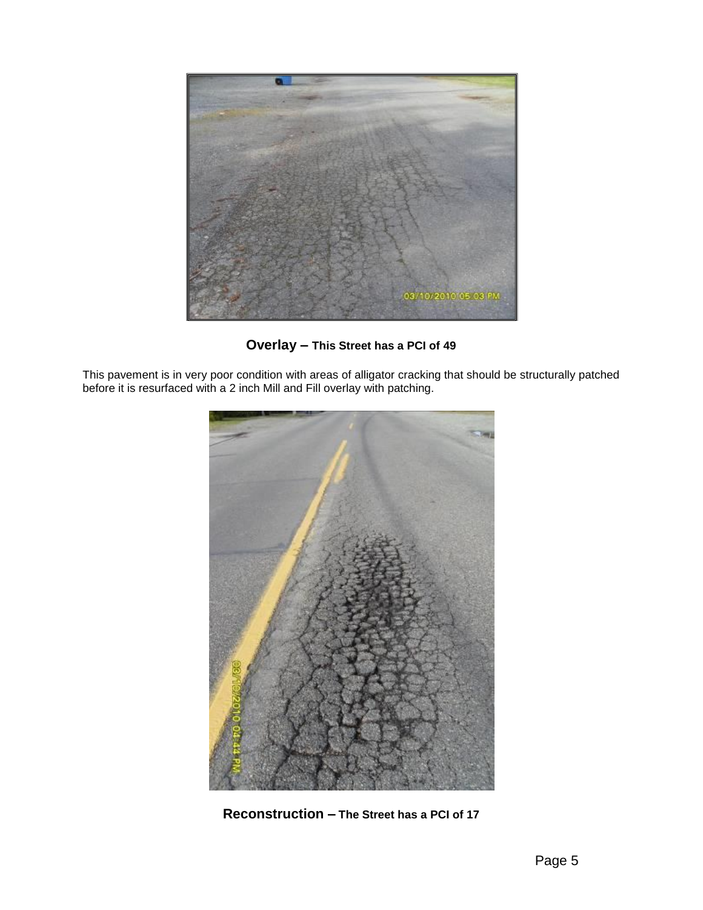**Overlay – This Street has a PCI of 49**

This pavement is in very poor condition with areas of alligator cracking that should be structurally patched before it is resurfaced with a 2 inch Mill and Fill overlay with patching.

**Reconstruction – The Street has a PCI of 17**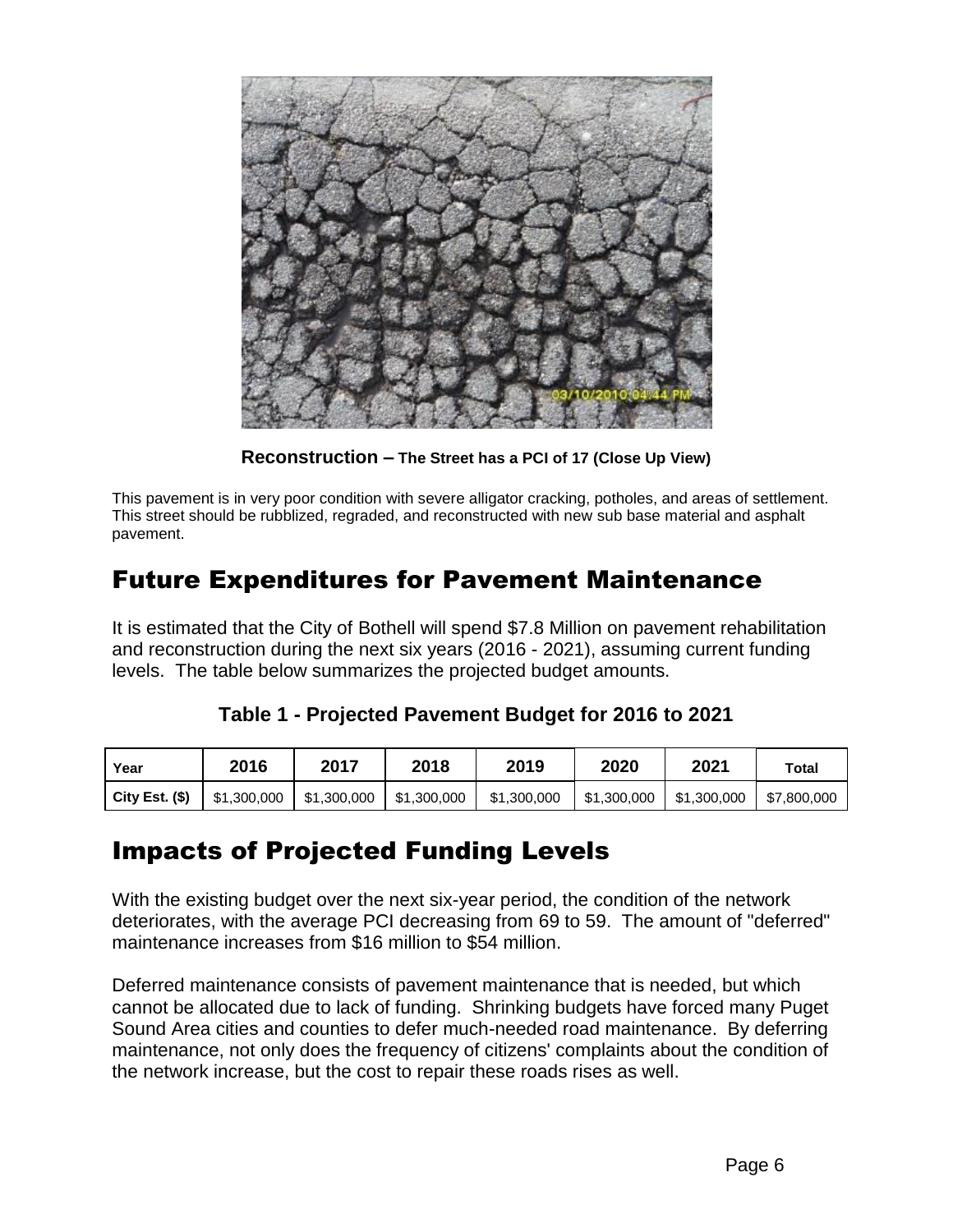**Reconstruction –** **The Street has a PCI of 17 (Close Up View)**

This pavement is in very poor condition with severe alligator cracking, potholes, and areas of settlement. This street should be rubblized, regraded, and reconstructed with new sub base material and asphalt pavement.

## Future Expenditures for Pavement Maintenance

It is estimated that the City of Bothell will spend $7.8 Million on pavement rehabilitation and reconstruction during the next six years (2016 - 2021), assuming current funding levels. The table below summarizes the projected budget amounts.

**Table 1 - Projected Pavement Budget for 2016 to 2021**

| Year | 2016 | 2017 | 2018 | 2019 | 2020 | 2021 | Total |
|---|---|---|---|---|---|---|---|
| City Est. ($) | $1,300,000 | $1,300,000 | $1,300,000 | $1,300,000 | $1,300,000 | $1,300,000 | $7,800,000 |

## Impacts of Projected Funding Levels

With the existing budget over the next six-year period, the condition of the network deteriorates, with the average PCI decreasing from 69 to 59. The amount of "deferred" maintenance increases from $16 million to $54 million.

Deferred maintenance consists of pavement maintenance that is needed, but which cannot be allocated due to lack of funding. Shrinking budgets have forced many Puget Sound Area cities and counties to defer much-needed road maintenance. By deferring maintenance, not only does the frequency of citizens' complaints about the condition of the network increase, but the cost to repair these roads rises as well.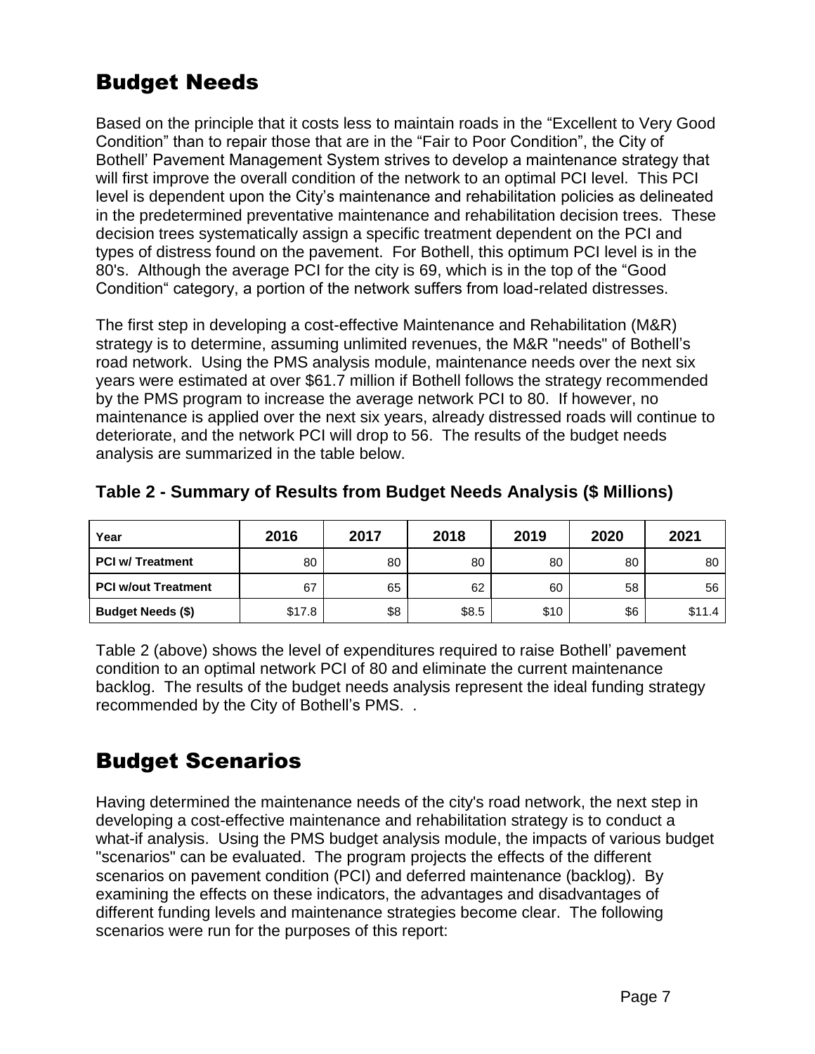# Budget Needs

Based on the principle that it costs less to maintain roads in the "Excellent to Very Good Condition" than to repair those that are in the "Fair to Poor Condition", the City of Bothell' Pavement Management System strives to develop a maintenance strategy that will first improve the overall condition of the network to an optimal PCI level. This PCI level is dependent upon the City's maintenance and rehabilitation policies as delineated in the predetermined preventative maintenance and rehabilitation decision trees. These decision trees systematically assign a specific treatment dependent on the PCI and types of distress found on the pavement. For Bothell, this optimum PCI level is in the 80's. Although the average PCI for the city is 69, which is in the top of the "Good Condition" category, a portion of the network suffers from load-related distresses.

The first step in developing a cost-effective Maintenance and Rehabilitation (M&R) strategy is to determine, assuming unlimited revenues, the M&R "needs" of Bothell's road network. Using the PMS analysis module, maintenance needs over the next six years were estimated at over $61.7 million if Bothell follows the strategy recommended by the PMS program to increase the average network PCI to 80. If however, no maintenance is applied over the next six years, already distressed roads will continue to deteriorate, and the network PCI will drop to 56. The results of the budget needs analysis are summarized in the table below.

**Table 2 - Summary of Results from Budget Needs Analysis ($ Millions)**

| Year | 2016 | 2017 | 2018 | 2019 | 2020 | 2021 |
|---|---|---|---|---|---|---|
| **PCI w/ Treatment** | 80 | 80 | 80 | 80 | 80 | 80 |
| **PCI w/out Treatment** | 67 | 65 | 62 | 60 | 58 | 56 |
| **Budget Needs ($)** | $17.8 | $8 | $8.5 | $10 | $6 | $11.4 |

Table 2 (above) shows the level of expenditures required to raise Bothell' pavement condition to an optimal network PCI of 80 and eliminate the current maintenance backlog. The results of the budget needs analysis represent the ideal funding strategy recommended by the City of Bothell's PMS. .

# Budget Scenarios

Having determined the maintenance needs of the city's road network, the next step in developing a cost-effective maintenance and rehabilitation strategy is to conduct a what-if analysis. Using the PMS budget analysis module, the impacts of various budget "scenarios" can be evaluated. The program projects the effects of the different scenarios on pavement condition (PCI) and deferred maintenance (backlog). By examining the effects on these indicators, the advantages and disadvantages of different funding levels and maintenance strategies become clear. The following scenarios were run for the purposes of this report: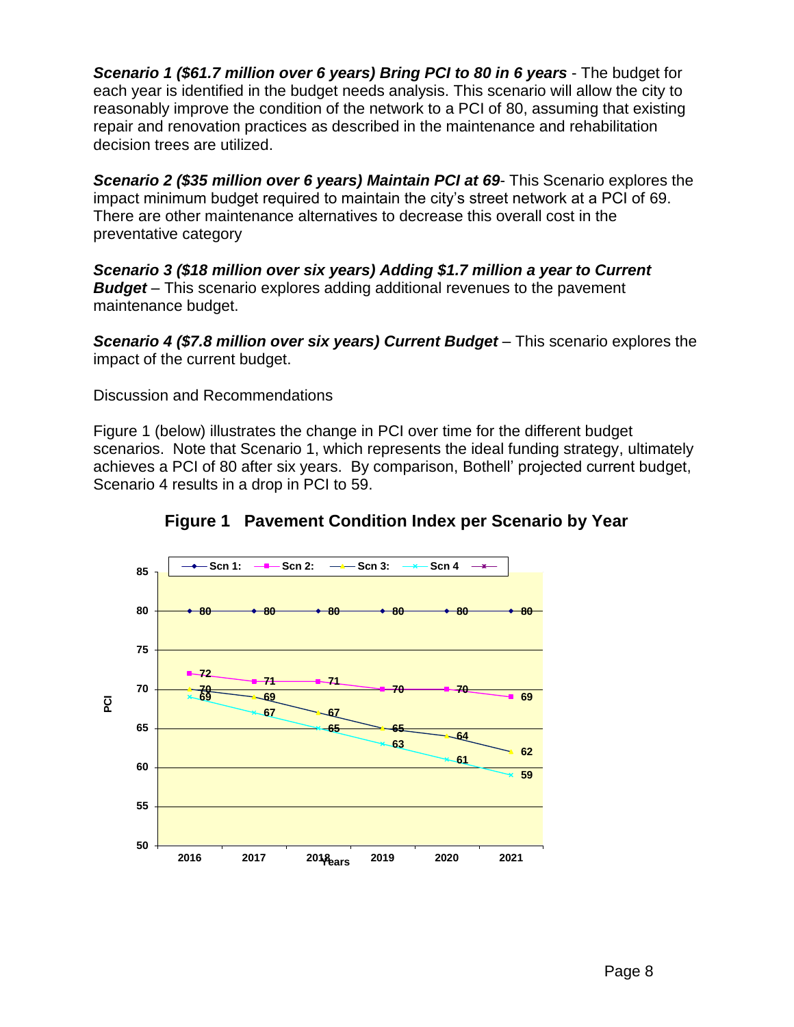***Scenario 1 ($61.7 million over 6 years) Bring PCI to 80 in 6 years*** - The budget for each year is identified in the budget needs analysis. This scenario will allow the city to reasonably improve the condition of the network to a PCI of 80, assuming that existing repair and renovation practices as described in the maintenance and rehabilitation decision trees are utilized.

***Scenario 2 ($35 million over 6 years) Maintain PCI at 69***- This Scenario explores the impact minimum budget required to maintain the city's street network at a PCI of 69. There are other maintenance alternatives to decrease this overall cost in the preventative category

***Scenario 3 ($18 million over six years) Adding $1.7 million a year to Current Budget*** – This scenario explores adding additional revenues to the pavement maintenance budget.

***Scenario 4 ($7.8 million over six years) Current Budget*** – This scenario explores the impact of the current budget.

Discussion and Recommendations

Figure 1 (below) illustrates the change in PCI over time for the different budget scenarios. Note that Scenario 1, which represents the ideal funding strategy, ultimately achieves a PCI of 80 after six years. By comparison, Bothell' projected current budget, Scenario 4 results in a drop in PCI to 59.

**Figure 1 Pavement Condition Index per Scenario by Year**

| Years | Scn 1: | Scn 2: | Scn 3: | Scn 4 |
|---|---|---|---|---|
| 2016 | 80 | 72 | 70 | 69 |
| 2017 | 80 | 71 | 69 | 67 |
| 2018 | 80 | 71 | 67 | 65 |
| 2019 | 80 | 70 | 65 | 63 |
| 2020 | 80 | 70 | 64 | 61 |
| 2021 | 80 | 69 | 62 | 59 |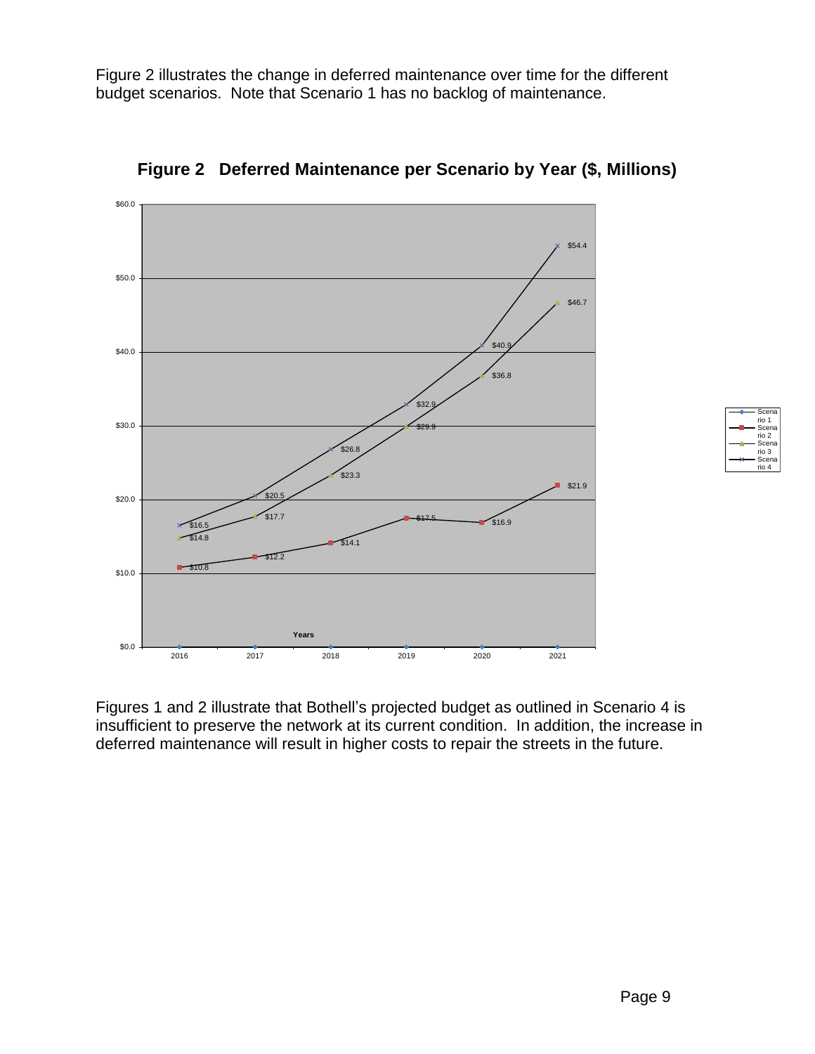Figure 2 illustrates the change in deferred maintenance over time for the different budget scenarios. Note that Scenario 1 has no backlog of maintenance.

**Figure 2 Deferred Maintenance per Scenario by Year ($, Millions)**

| Years | Scenario 1 | Scenario 2 | Scenario 3 | Scenario 4 |
|---|---|---|---|---|
| 2016 | $0.0 | $10.8 | $14.8 | $16.5 |
| 2017 | $0.0 | $12.2 | $17.7 | $20.5 |
| 2018 | $0.0 | $14.1 | $23.3 | $26.8 |
| 2019 | $0.0 | $17.5 | $29.9 | $32.9 |
| 2020 | $0.0 | $16.9 | $36.8 | $40.9 |
| 2021 | $0.0 | $21.9 | $46.7 | $54.4 |

Figures 1 and 2 illustrate that Bothell's projected budget as outlined in Scenario 4 is insufficient to preserve the network at its current condition. In addition, the increase in deferred maintenance will result in higher costs to repair the streets in the future.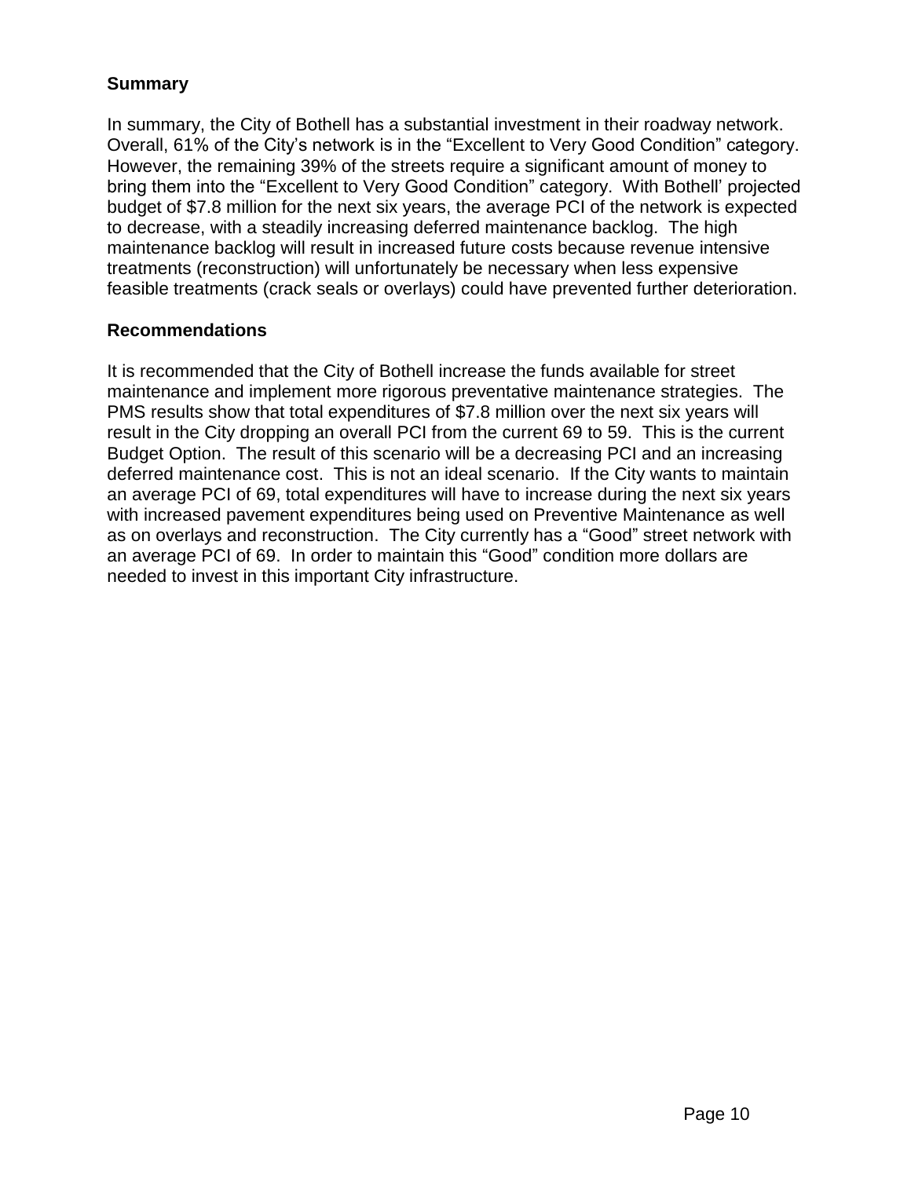## Summary

In summary, the City of Bothell has a substantial investment in their roadway network. Overall, 61% of the City's network is in the "Excellent to Very Good Condition" category. However, the remaining 39% of the streets require a significant amount of money to bring them into the "Excellent to Very Good Condition" category. With Bothell' projected budget of $7.8 million for the next six years, the average PCI of the network is expected to decrease, with a steadily increasing deferred maintenance backlog. The high maintenance backlog will result in increased future costs because revenue intensive treatments (reconstruction) will unfortunately be necessary when less expensive feasible treatments (crack seals or overlays) could have prevented further deterioration.

## Recommendations

It is recommended that the City of Bothell increase the funds available for street maintenance and implement more rigorous preventative maintenance strategies. The PMS results show that total expenditures of $7.8 million over the next six years will result in the City dropping an overall PCI from the current 69 to 59. This is the current Budget Option. The result of this scenario will be a decreasing PCI and an increasing deferred maintenance cost. This is not an ideal scenario. If the City wants to maintain an average PCI of 69, total expenditures will have to increase during the next six years with increased pavement expenditures being used on Preventive Maintenance as well as on overlays and reconstruction. The City currently has a "Good" street network with an average PCI of 69. In order to maintain this "Good" condition more dollars are needed to invest in this important City infrastructure.